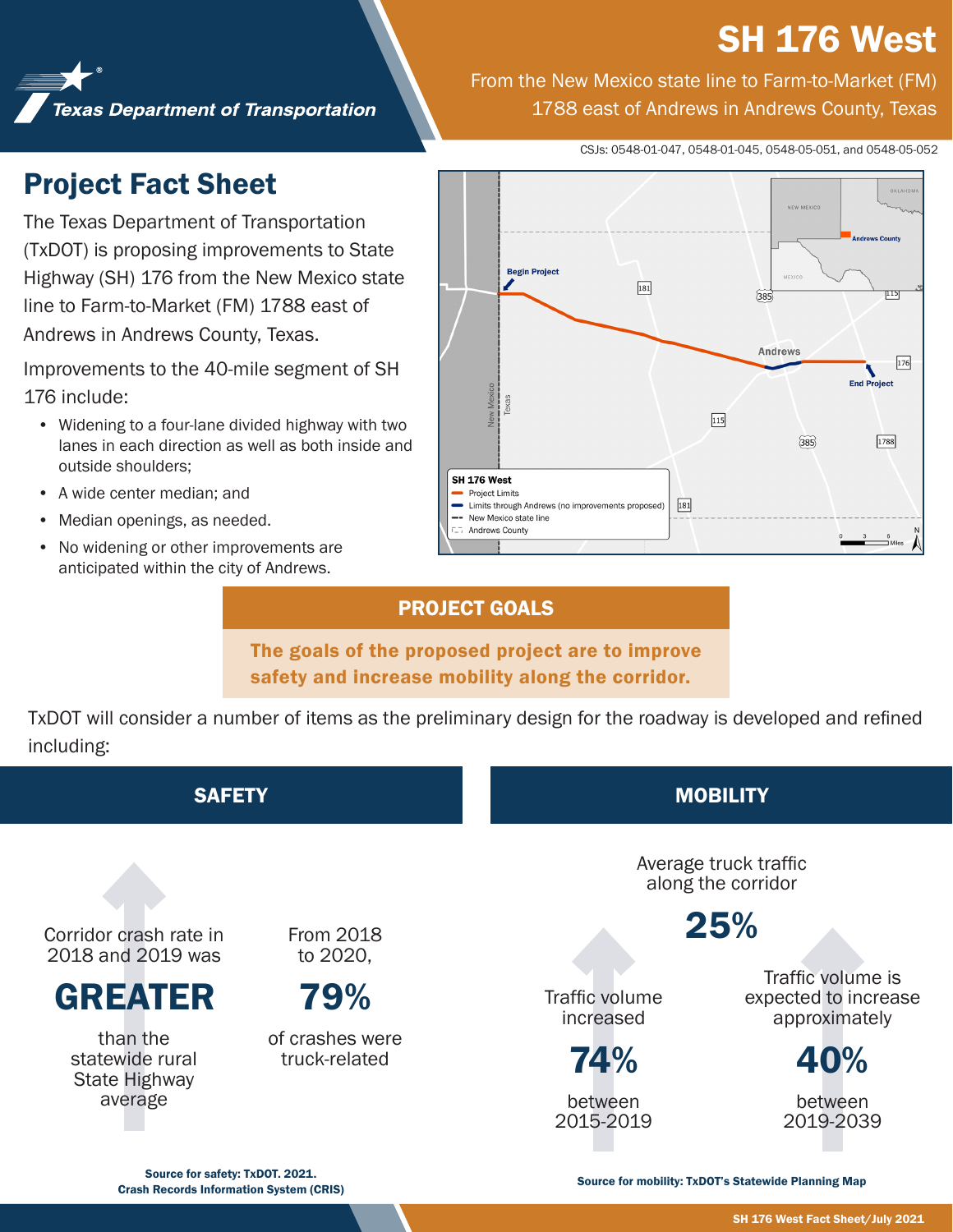Texas Department of Transportation

# SH 176 West

From the New Mexico state line to Farm-to-Market (FM) 1788 east of Andrews in Andrews County, Texas

CSJs: 0548-01-047, 0548-01-045, 0548-05-051, and 0548-05-052

## Project Fact Sheet

The Texas Department of Transportation (TxDOT) is proposing improvements to State Highway (SH) 176 from the New Mexico state line to Farm-to-Market (FM) 1788 east of Andrews in Andrews County, Texas.

Improvements to the 40-mile segment of SH 176 include:

- Widening to a four-lane divided highway with two lanes in each direction as well as both inside and outside shoulders;
- A wide center median; and
- Median openings, as needed.
- No widening or other improvements are anticipated within the city of Andrews.

**SH 176 West**
- Project Limits
- Limits through Andrews (no improvements proposed)
- New Mexico state line
- Andrews County

## PROJECT GOALS

**The goals of the proposed project are to improve safety and increase mobility along the corridor.**

TxDOT will consider a number of items as the preliminary design for the roadway is developed and refined including:

### SAFETY

Corridor crash rate in 2018 and 2019 was **GREATER** than the statewide rural State Highway average

From 2018 to 2020, **79%** of crashes were truck-related

**Source for safety: TxDOT. 2021. Crash Records Information System (CRIS)**

### MOBILITY

Average truck traffic along the corridor **25%**

Traffic volume increased **74%** between 2015-2019

Traffic volume is expected to increase approximately **40%** between 2019-2039

**Source for mobility: TxDOT's Statewide Planning Map**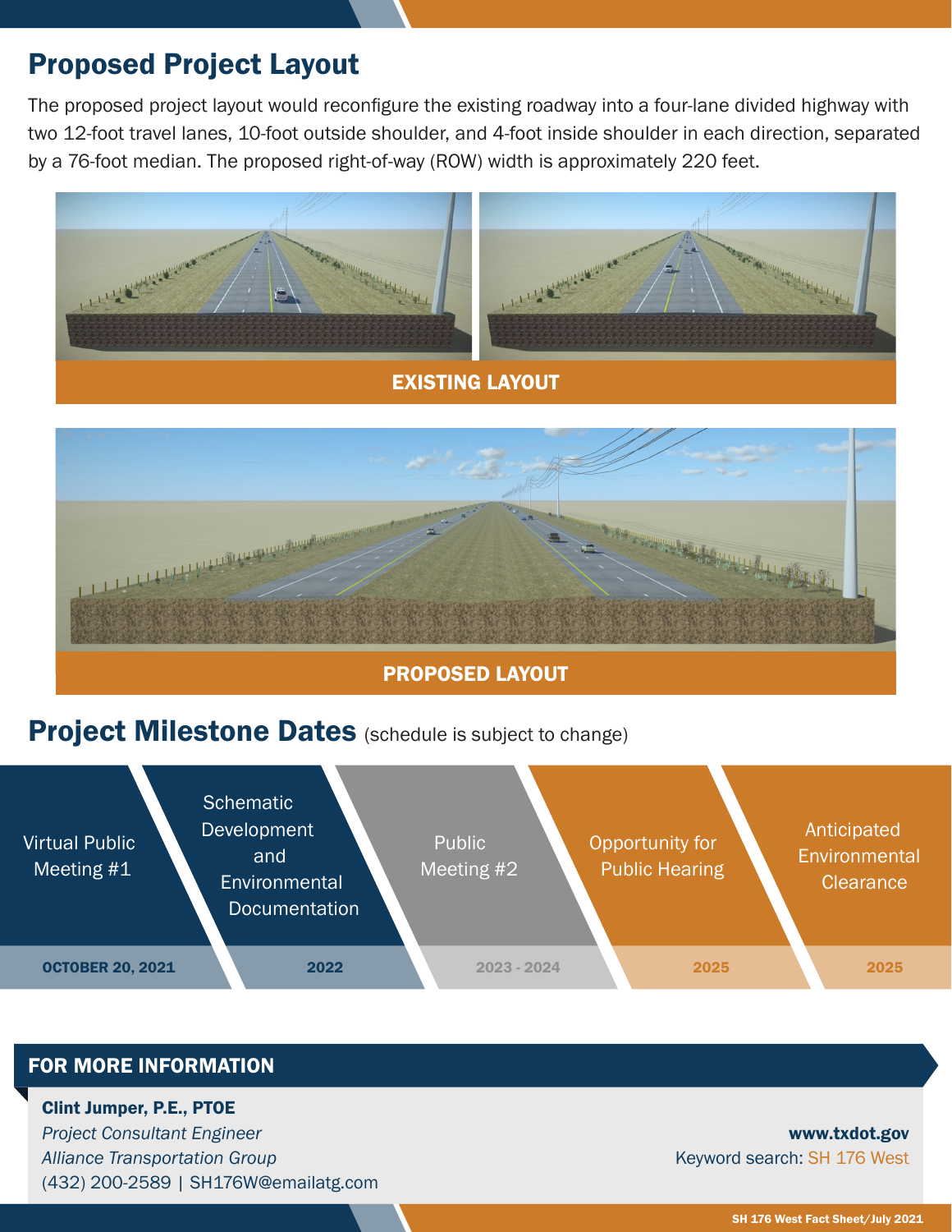## Proposed Project Layout

The proposed project layout would reconfigure the existing roadway into a four-lane divided highway with two 12-foot travel lanes, 10-foot outside shoulder, and 4-foot inside shoulder in each direction, separated by a 76-foot median. The proposed right-of-way (ROW) width is approximately 220 feet.

**EXISTING LAYOUT**

**PROPOSED LAYOUT**

## Project Milestone Dates (schedule is subject to change)

| Virtual Public Meeting #1 | Schematic Development and Environmental Documentation | Public Meeting #2 | Opportunity for Public Hearing | Anticipated Environmental Clearance |
|---|---|---|---|---|
| **OCTOBER 20, 2021** | **2022** | **2023 - 2024** | **2025** | **2025** |

### FOR MORE INFORMATION

**Clint Jumper, P.E., PTOE**
*Project Consultant Engineer*
*Alliance Transportation Group*
(432) 200-2589 | SH176W@emailatg.com

**www.txdot.gov**
Keyword search: SH 176 West

SH 176 West Fact Sheet/July 2021